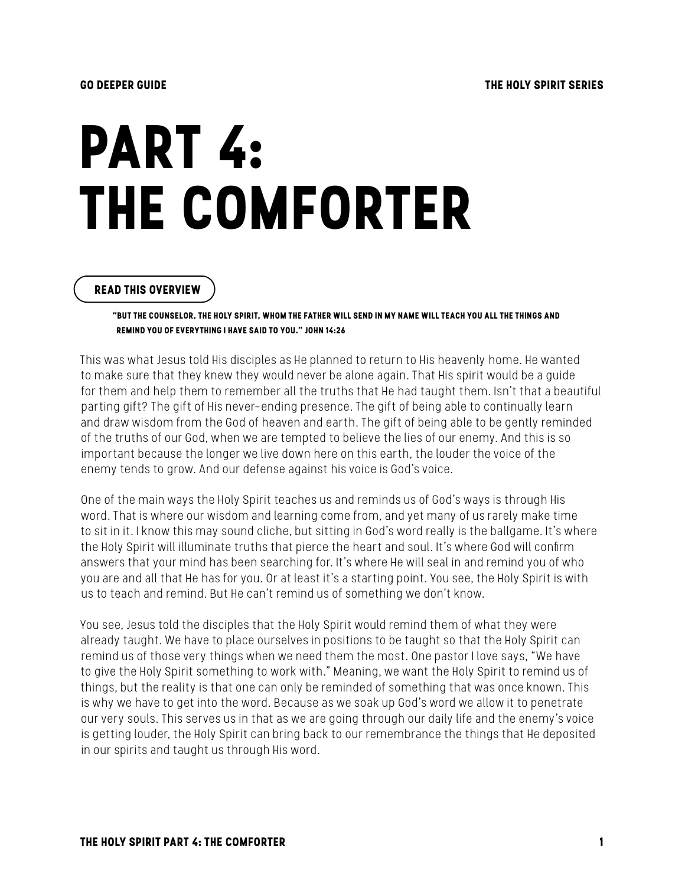# PART 4: THE COMFORTER

**READ THIS OVERVIEW**

**"BUT THE COUNSELOR, THE HOLY SPIRIT, WHOM THE FATHER WILL SEND IN MY NAME WILL TEACH YOU ALL THE THINGS AND REMIND YOU OF EVERYTHING I HAVE SAID TO YOU." JOHN 14:26**

This was what Jesus told His disciples as He planned to return to His heavenly home. He wanted to make sure that they knew they would never be alone again. That His spirit would be a guide for them and help them to remember all the truths that He had taught them. Isn't that a beautiful parting gift? The gift of His never-ending presence. The gift of being able to continually learn and draw wisdom from the God of heaven and earth. The gift of being able to be gently reminded of the truths of our God, when we are tempted to believe the lies of our enemy. And this is so important because the longer we live down here on this earth, the louder the voice of the enemy tends to grow. And our defense against his voice is God's voice.

One of the main ways the Holy Spirit teaches us and reminds us of God's ways is through His word. That is where our wisdom and learning come from, and yet many of us rarely make time to sit in it. I know this may sound cliche, but sitting in God's word really is the ballgame. It's where the Holy Spirit will illuminate truths that pierce the heart and soul. It's where God will confirm answers that your mind has been searching for. It's where He will seal in and remind you of who you are and all that He has for you. Or at least it's a starting point. You see, the Holy Spirit is with us to teach and remind. But He can't remind us of something we don't know.

You see, Jesus told the disciples that the Holy Spirit would remind them of what they were already taught. We have to place ourselves in positions to be taught so that the Holy Spirit can remind us of those very things when we need them the most. One pastor I love says, "We have to give the Holy Spirit something to work with." Meaning, we want the Holy Spirit to remind us of things, but the reality is that one can only be reminded of something that was once known. This is why we have to get into the word. Because as we soak up God's word we allow it to penetrate our very souls. This serves us in that as we are going through our daily life and the enemy's voice is getting louder, the Holy Spirit can bring back to our remembrance the things that He deposited in our spirits and taught us through His word.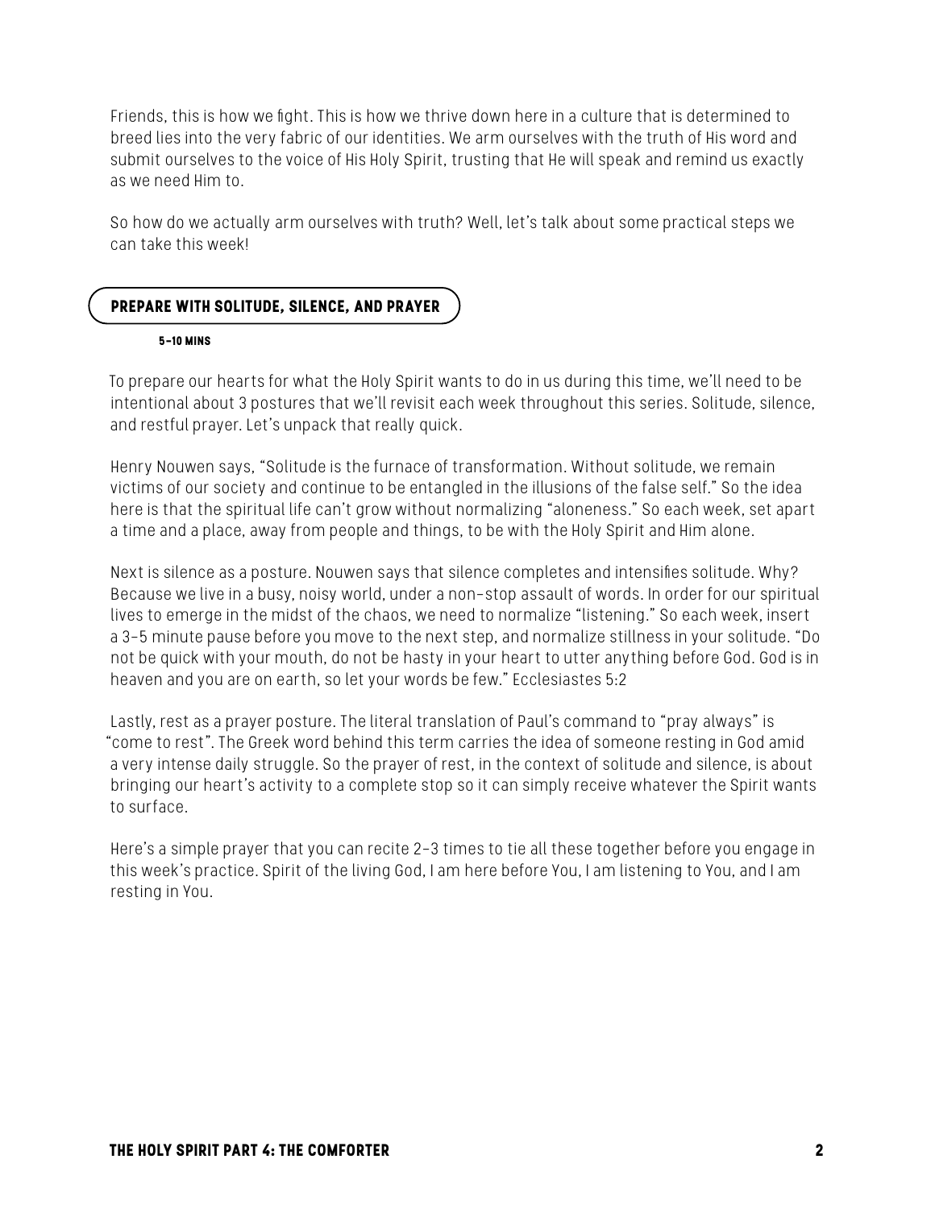Friends, this is how we fight. This is how we thrive down here in a culture that is determined to breed lies into the very fabric of our identities. We arm ourselves with the truth of His word and submit ourselves to the voice of His Holy Spirit, trusting that He will speak and remind us exactly as we need Him to.

So how do we actually arm ourselves with truth? Well, let's talk about some practical steps we can take this week!

## PREPARE WITH SOLITUDE, SILENCE, AND PRAYER

**5-10 MINS**

To prepare our hearts for what the Holy Spirit wants to do in us during this time, we'll need to be intentional about 3 postures that we'll revisit each week throughout this series. Solitude, silence, and restful prayer. Let's unpack that really quick.

Henry Nouwen says, "Solitude is the furnace of transformation. Without solitude, we remain victims of our society and continue to be entangled in the illusions of the false self." So the idea here is that the spiritual life can't grow without normalizing "aloneness." So each week, set apart a time and a place, away from people and things, to be with the Holy Spirit and Him alone.

Next is silence as a posture. Nouwen says that silence completes and intensifies solitude. Why? Because we live in a busy, noisy world, under a non-stop assault of words. In order for our spiritual lives to emerge in the midst of the chaos, we need to normalize "listening." So each week, insert a 3-5 minute pause before you move to the next step, and normalize stillness in your solitude. "Do not be quick with your mouth, do not be hasty in your heart to utter anything before God. God is in heaven and you are on earth, so let your words be few." Ecclesiastes 5:2

Lastly, rest as a prayer posture. The literal translation of Paul's command to "pray always" is "come to rest". The Greek word behind this term carries the idea of someone resting in God amid a very intense daily struggle. So the prayer of rest, in the context of solitude and silence, is about bringing our heart's activity to a complete stop so it can simply receive whatever the Spirit wants to surface.

Here's a simple prayer that you can recite 2-3 times to tie all these together before you engage in this week's practice. Spirit of the living God, I am here before You, I am listening to You, and I am resting in You.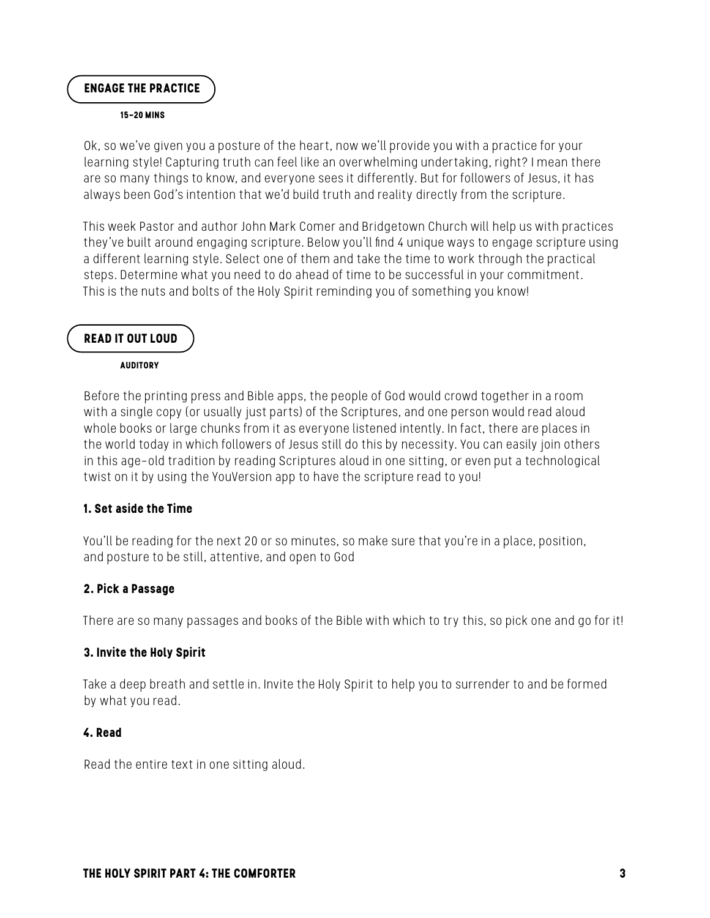## ENGAGE THE PRACTICE

**15-20 MINS**

Ok, so we've given you a posture of the heart, now we'll provide you with a practice for your learning style! Capturing truth can feel like an overwhelming undertaking, right? I mean there are so many things to know, and everyone sees it differently. But for followers of Jesus, it has always been God's intention that we'd build truth and reality directly from the scripture.

This week Pastor and author John Mark Comer and Bridgetown Church will help us with practices they've built around engaging scripture. Below you'll find 4 unique ways to engage scripture using a different learning style. Select one of them and take the time to work through the practical steps. Determine what you need to do ahead of time to be successful in your commitment. This is the nuts and bolts of the Holy Spirit reminding you of something you know!

## READ IT OUT LOUD

**AUDITORY**

Before the printing press and Bible apps, the people of God would crowd together in a room with a single copy (or usually just parts) of the Scriptures, and one person would read aloud whole books or large chunks from it as everyone listened intently. In fact, there are places in the world today in which followers of Jesus still do this by necessity. You can easily join others in this age-old tradition by reading Scriptures aloud in one sitting, or even put a technological twist on it by using the YouVersion app to have the scripture read to you!

### 1. Set aside the Time

You'll be reading for the next 20 or so minutes, so make sure that you're in a place, position, and posture to be still, attentive, and open to God

### 2. Pick a Passage

There are so many passages and books of the Bible with which to try this, so pick one and go for it!

### 3. Invite the Holy Spirit

Take a deep breath and settle in. Invite the Holy Spirit to help you to surrender to and be formed by what you read.

### 4. Read

Read the entire text in one sitting aloud.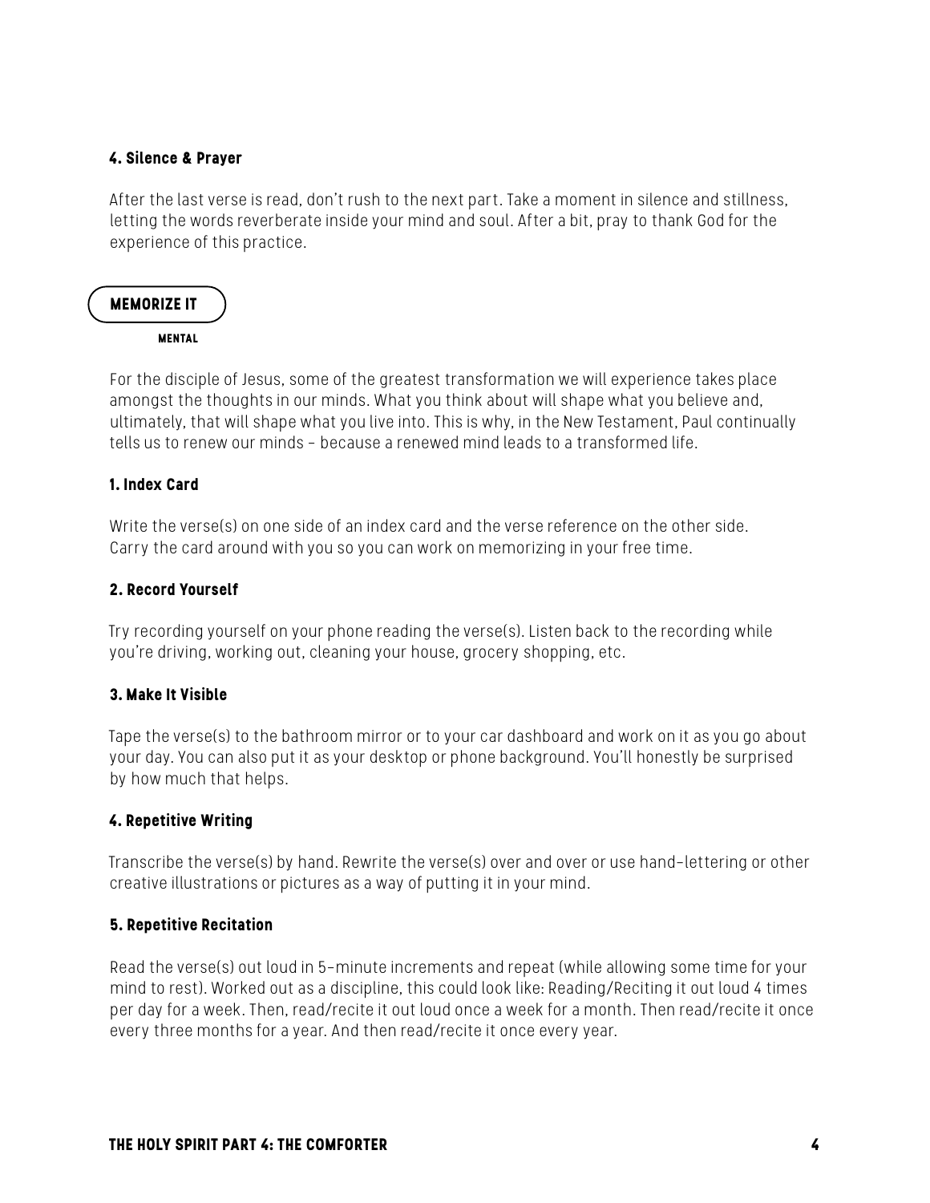#### 4. Silence & Prayer

After the last verse is read, don’t rush to the next part. Take a moment in silence and stillness, letting the words reverberate inside your mind and soul. After a bit, pray to thank God for the experience of this practice.

## MEMORIZE IT

**MENTAL**

For the disciple of Jesus, some of the greatest transformation we will experience takes place amongst the thoughts in our minds. What you think about will shape what you believe and, ultimately, that will shape what you live into. This is why, in the New Testament, Paul continually tells us to renew our minds - because a renewed mind leads to a transformed life.

#### 1. Index Card

Write the verse(s) on one side of an index card and the verse reference on the other side. Carry the card around with you so you can work on memorizing in your free time.

#### 2. Record Yourself

Try recording yourself on your phone reading the verse(s). Listen back to the recording while you’re driving, working out, cleaning your house, grocery shopping, etc.

#### 3. Make It Visible

Tape the verse(s) to the bathroom mirror or to your car dashboard and work on it as you go about your day. You can also put it as your desktop or phone background. You’ll honestly be surprised by how much that helps.

#### 4. Repetitive Writing

Transcribe the verse(s) by hand. Rewrite the verse(s) over and over or use hand-lettering or other creative illustrations or pictures as a way of putting it in your mind.

#### 5. Repetitive Recitation

Read the verse(s) out loud in 5-minute increments and repeat (while allowing some time for your mind to rest). Worked out as a discipline, this could look like: Reading/Reciting it out loud 4 times per day for a week. Then, read/recite it out loud once a week for a month. Then read/recite it once every three months for a year. And then read/recite it once every year.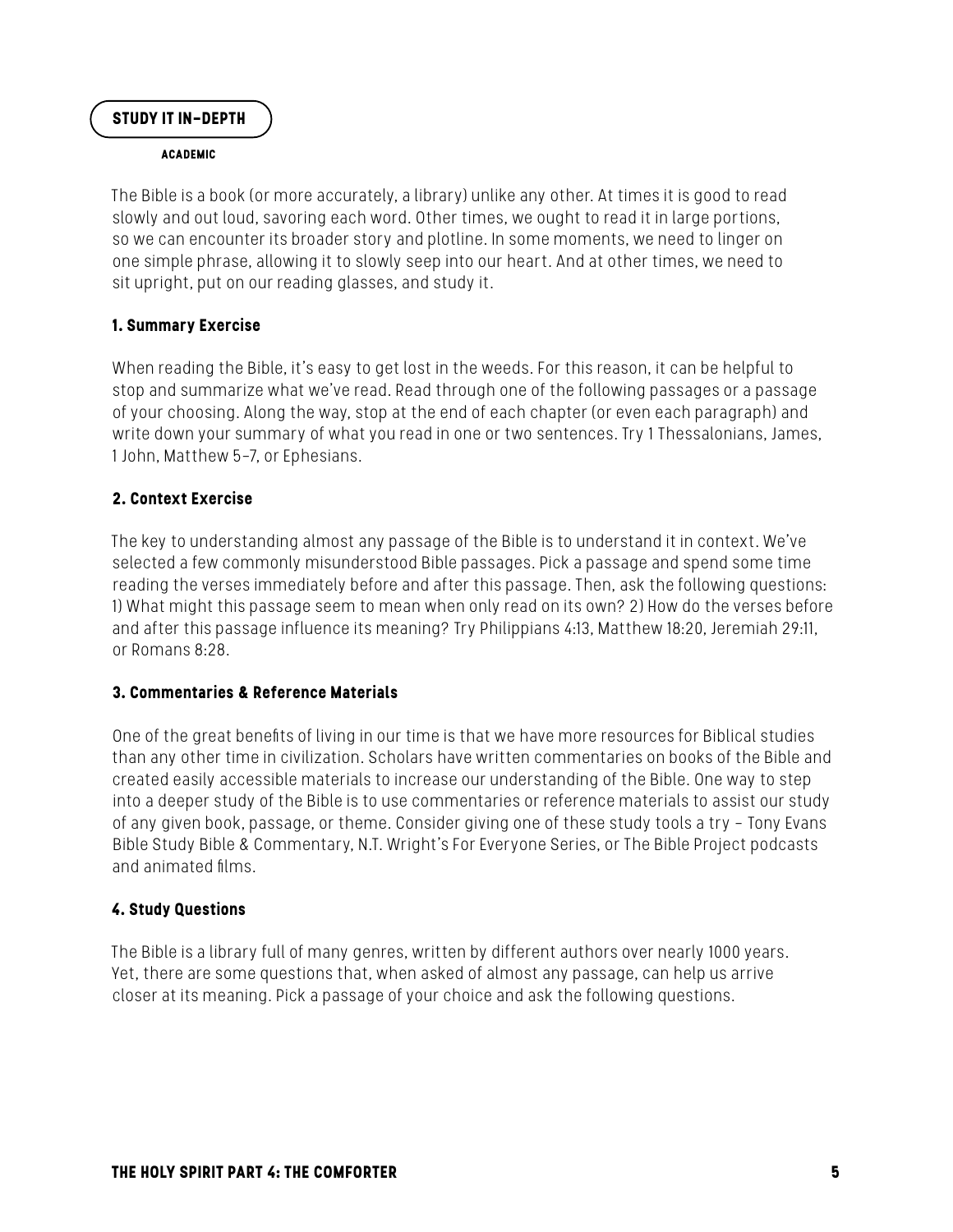## STUDY IT IN-DEPTH

**ACADEMIC**

The Bible is a book (or more accurately, a library) unlike any other. At times it is good to read slowly and out loud, savoring each word. Other times, we ought to read it in large portions, so we can encounter its broader story and plotline. In some moments, we need to linger on one simple phrase, allowing it to slowly seep into our heart. And at other times, we need to sit upright, put on our reading glasses, and study it.

### 1. Summary Exercise

When reading the Bible, it's easy to get lost in the weeds. For this reason, it can be helpful to stop and summarize what we've read. Read through one of the following passages or a passage of your choosing. Along the way, stop at the end of each chapter (or even each paragraph) and write down your summary of what you read in one or two sentences. Try 1 Thessalonians, James, 1 John, Matthew 5-7, or Ephesians.

### 2. Context Exercise

The key to understanding almost any passage of the Bible is to understand it in context. We've selected a few commonly misunderstood Bible passages. Pick a passage and spend some time reading the verses immediately before and after this passage. Then, ask the following questions: 1) What might this passage seem to mean when only read on its own? 2) How do the verses before and after this passage influence its meaning? Try Philippians 4:13, Matthew 18:20, Jeremiah 29:11, or Romans 8:28.

### 3. Commentaries & Reference Materials

One of the great benefits of living in our time is that we have more resources for Biblical studies than any other time in civilization. Scholars have written commentaries on books of the Bible and created easily accessible materials to increase our understanding of the Bible. One way to step into a deeper study of the Bible is to use commentaries or reference materials to assist our study of any given book, passage, or theme. Consider giving one of these study tools a try – Tony Evans Bible Study Bible & Commentary, N.T. Wright's For Everyone Series, or The Bible Project podcasts and animated films.

### 4. Study Questions

The Bible is a library full of many genres, written by different authors over nearly 1000 years. Yet, there are some questions that, when asked of almost any passage, can help us arrive closer at its meaning. Pick a passage of your choice and ask the following questions.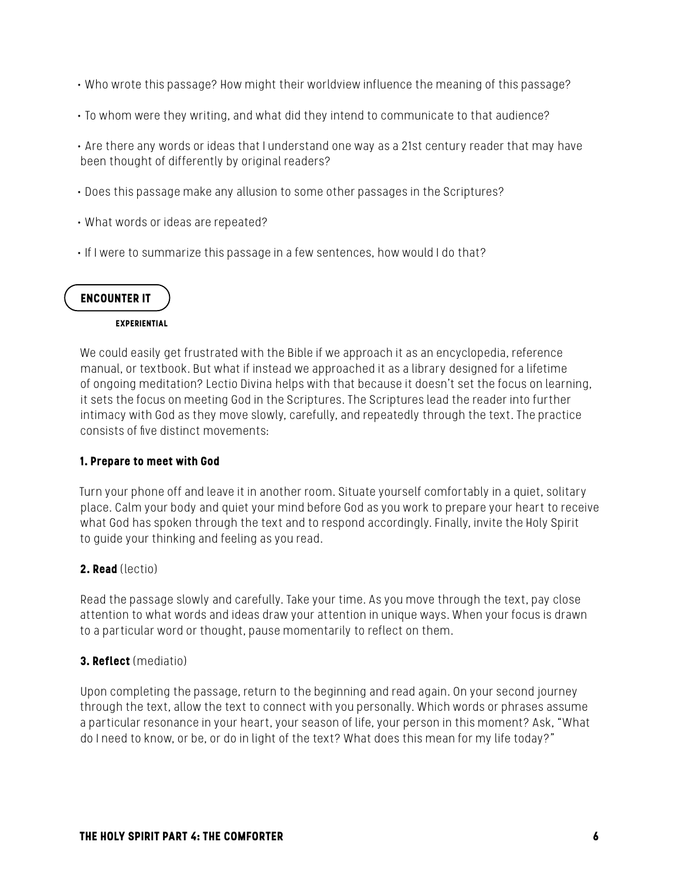- Who wrote this passage? How might their worldview influence the meaning of this passage?
- To whom were they writing, and what did they intend to communicate to that audience?
- Are there any words or ideas that I understand one way as a 21st century reader that may have been thought of differently by original readers?
- Does this passage make any allusion to some other passages in the Scriptures?
- What words or ideas are repeated?
- If I were to summarize this passage in a few sentences, how would I do that?

## ENCOUNTER IT

**EXPERIENTIAL**

We could easily get frustrated with the Bible if we approach it as an encyclopedia, reference manual, or textbook. But what if instead we approached it as a library designed for a lifetime of ongoing meditation? Lectio Divina helps with that because it doesn't set the focus on learning, it sets the focus on meeting God in the Scriptures. The Scriptures lead the reader into further intimacy with God as they move slowly, carefully, and repeatedly through the text. The practice consists of five distinct movements:

**1. Prepare to meet with God**

Turn your phone off and leave it in another room. Situate yourself comfortably in a quiet, solitary place. Calm your body and quiet your mind before God as you work to prepare your heart to receive what God has spoken through the text and to respond accordingly. Finally, invite the Holy Spirit to guide your thinking and feeling as you read.

**2. Read** (lectio)

Read the passage slowly and carefully. Take your time. As you move through the text, pay close attention to what words and ideas draw your attention in unique ways. When your focus is drawn to a particular word or thought, pause momentarily to reflect on them.

**3. Reflect** (mediatio)

Upon completing the passage, return to the beginning and read again. On your second journey through the text, allow the text to connect with you personally. Which words or phrases assume a particular resonance in your heart, your season of life, your person in this moment? Ask, "What do I need to know, or be, or do in light of the text? What does this mean for my life today?"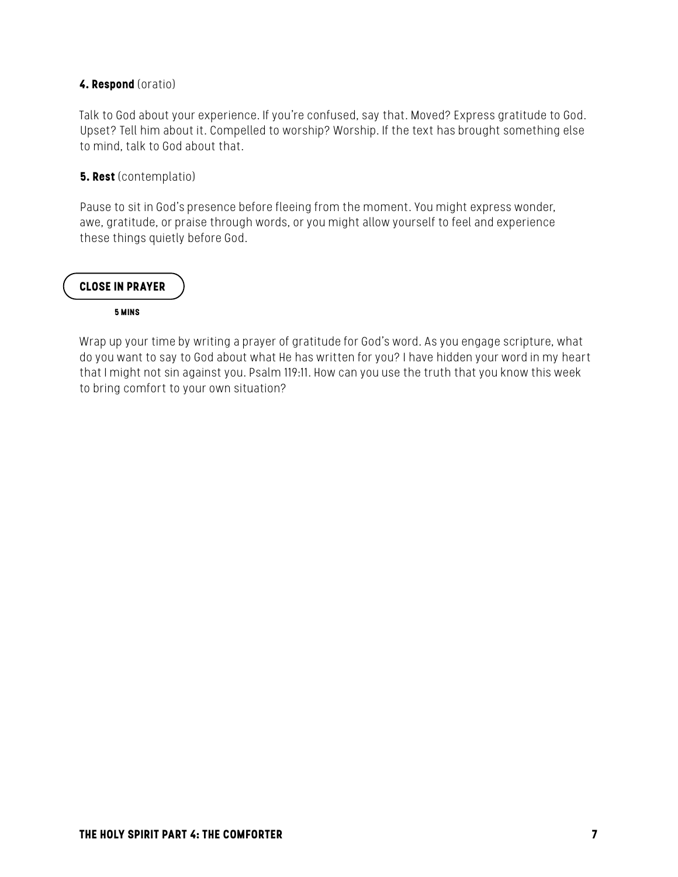**4. Respond** (oratio)

Talk to God about your experience. If you're confused, say that. Moved? Express gratitude to God. Upset? Tell him about it. Compelled to worship? Worship. If the text has brought something else to mind, talk to God about that.

**5. Rest** (contemplatio)

Pause to sit in God's presence before fleeing from the moment. You might express wonder, awe, gratitude, or praise through words, or you might allow yourself to feel and experience these things quietly before God.

## CLOSE IN PRAYER

**5 MINS**

Wrap up your time by writing a prayer of gratitude for God's word. As you engage scripture, what do you want to say to God about what He has written for you? I have hidden your word in my heart that I might not sin against you. Psalm 119:11. How can you use the truth that you know this week to bring comfort to your own situation?